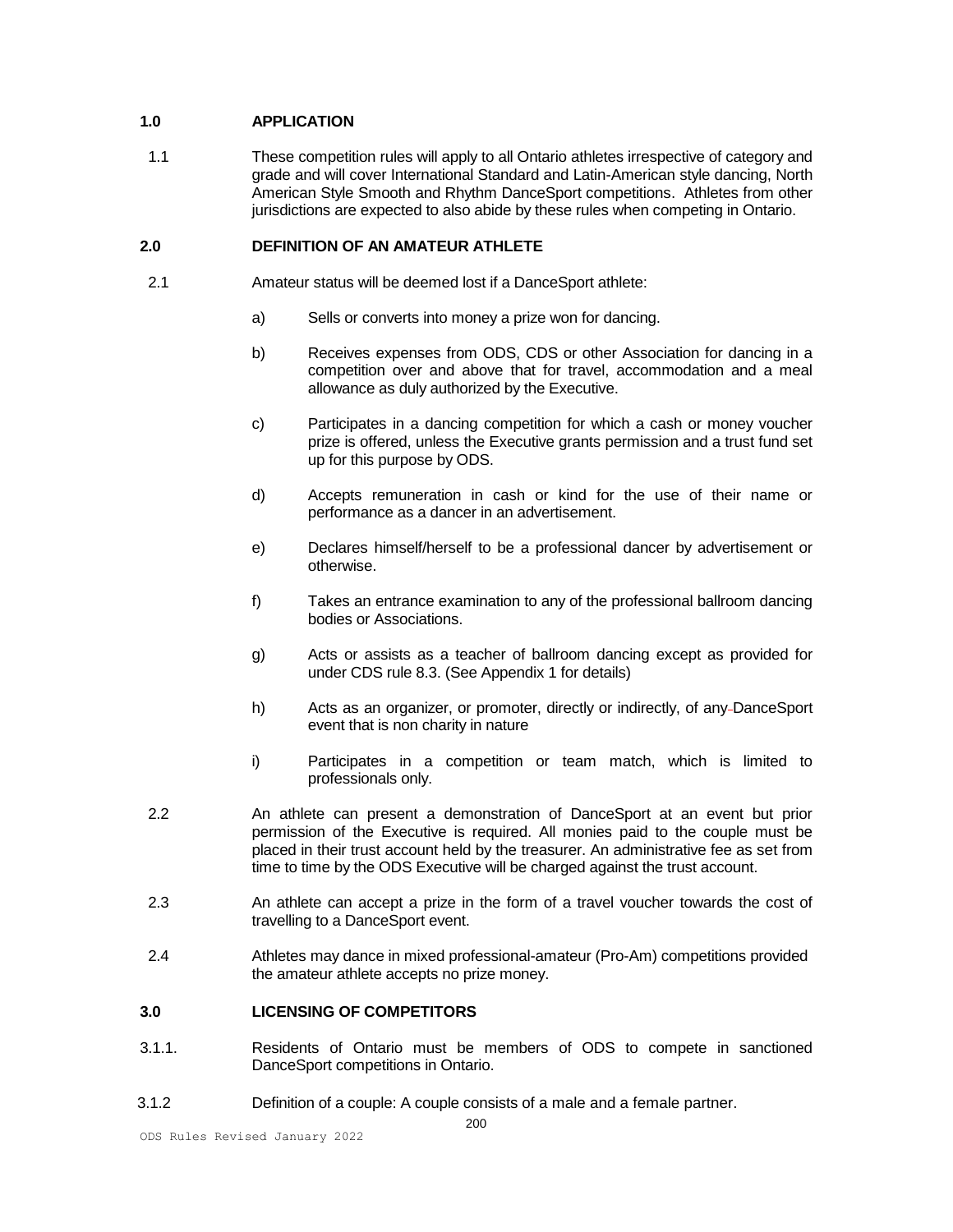## 1.0 APPLICATION

1.1 These competition rules will apply to all Ontario athletes irrespective of category and grade and will cover International Standard and Latin-American style dancing, North American Style Smooth and Rhythm DanceSport competitions. Athletes from other jurisdictions are expected to also abide by these rules when competing in Ontario.

## 2.0 DEFINITION OF AN AMATEUR ATHLETE

2.1 Amateur status will be deemed lost if a DanceSport athlete:

a) Sells or converts into money a prize won for dancing.

b) Receives expenses from ODS, CDS or other Association for dancing in a competition over and above that for travel, accommodation and a meal allowance as duly authorized by the Executive.

c) Participates in a dancing competition for which a cash or money voucher prize is offered, unless the Executive grants permission and a trust fund set up for this purpose by ODS.

d) Accepts remuneration in cash or kind for the use of their name or performance as a dancer in an advertisement.

e) Declares himself/herself to be a professional dancer by advertisement or otherwise.

f) Takes an entrance examination to any of the professional ballroom dancing bodies or Associations.

g) Acts or assists as a teacher of ballroom dancing except as provided for under CDS rule 8.3. (See Appendix 1 for details)

h) Acts as an organizer, or promoter, directly or indirectly, of any DanceSport event that is non charity in nature

i) Participates in a competition or team match, which is limited to professionals only.

2.2 An athlete can present a demonstration of DanceSport at an event but prior permission of the Executive is required. All monies paid to the couple must be placed in their trust account held by the treasurer. An administrative fee as set from time to time by the ODS Executive will be charged against the trust account.

2.3 An athlete can accept a prize in the form of a travel voucher towards the cost of travelling to a DanceSport event.

2.4 Athletes may dance in mixed professional-amateur (Pro-Am) competitions provided the amateur athlete accepts no prize money.

## 3.0 LICENSING OF COMPETITORS

3.1.1. Residents of Ontario must be members of ODS to compete in sanctioned DanceSport competitions in Ontario.

3.1.2 Definition of a couple: A couple consists of a male and a female partner.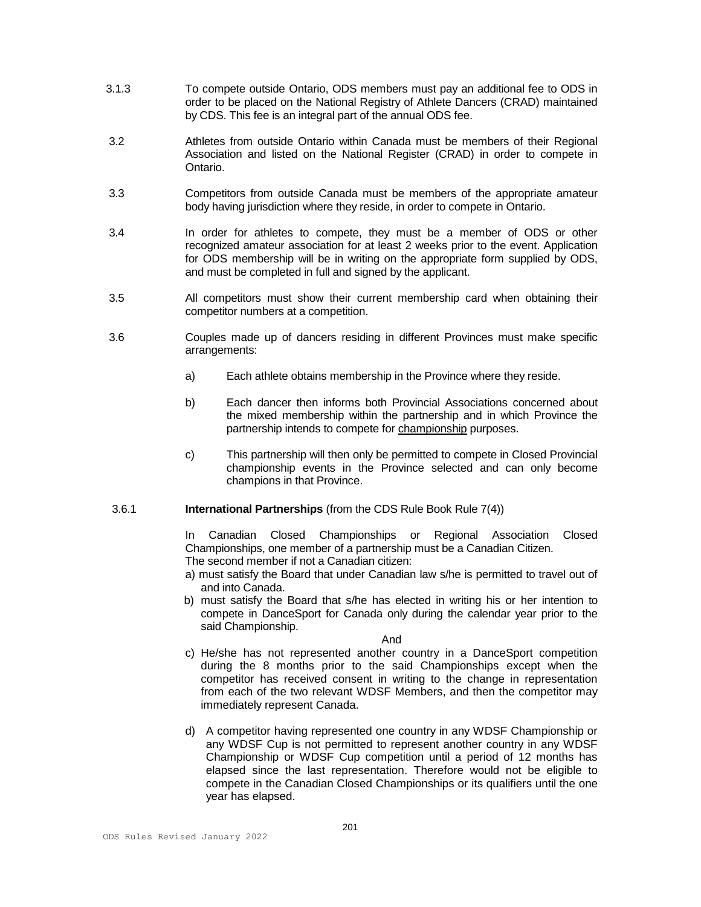3.1.3 To compete outside Ontario, ODS members must pay an additional fee to ODS in order to be placed on the National Registry of Athlete Dancers (CRAD) maintained by CDS. This fee is an integral part of the annual ODS fee.

3.2 Athletes from outside Ontario within Canada must be members of their Regional Association and listed on the National Register (CRAD) in order to compete in Ontario.

3.3 Competitors from outside Canada must be members of the appropriate amateur body having jurisdiction where they reside, in order to compete in Ontario.

3.4 In order for athletes to compete, they must be a member of ODS or other recognized amateur association for at least 2 weeks prior to the event. Application for ODS membership will be in writing on the appropriate form supplied by ODS, and must be completed in full and signed by the applicant.

3.5 All competitors must show their current membership card when obtaining their competitor numbers at a competition.

3.6 Couples made up of dancers residing in different Provinces must make specific arrangements:

a) Each athlete obtains membership in the Province where they reside.

b) Each dancer then informs both Provincial Associations concerned about the mixed membership within the partnership and in which Province the partnership intends to compete for championship purposes.

c) This partnership will then only be permitted to compete in Closed Provincial championship events in the Province selected and can only become champions in that Province.

3.6.1 **International Partnerships** (from the CDS Rule Book Rule 7(4))

In Canadian Closed Championships or Regional Association Closed Championships, one member of a partnership must be a Canadian Citizen. The second member if not a Canadian citizen:

a) must satisfy the Board that under Canadian law s/he is permitted to travel out of and into Canada.

b) must satisfy the Board that s/he has elected in writing his or her intention to compete in DanceSport for Canada only during the calendar year prior to the said Championship.

And

c) He/she has not represented another country in a DanceSport competition during the 8 months prior to the said Championships except when the competitor has received consent in writing to the change in representation from each of the two relevant WDSF Members, and then the competitor may immediately represent Canada.

d) A competitor having represented one country in any WDSF Championship or any WDSF Cup is not permitted to represent another country in any WDSF Championship or WDSF Cup competition until a period of 12 months has elapsed since the last representation. Therefore would not be eligible to compete in the Canadian Closed Championships or its qualifiers until the one year has elapsed.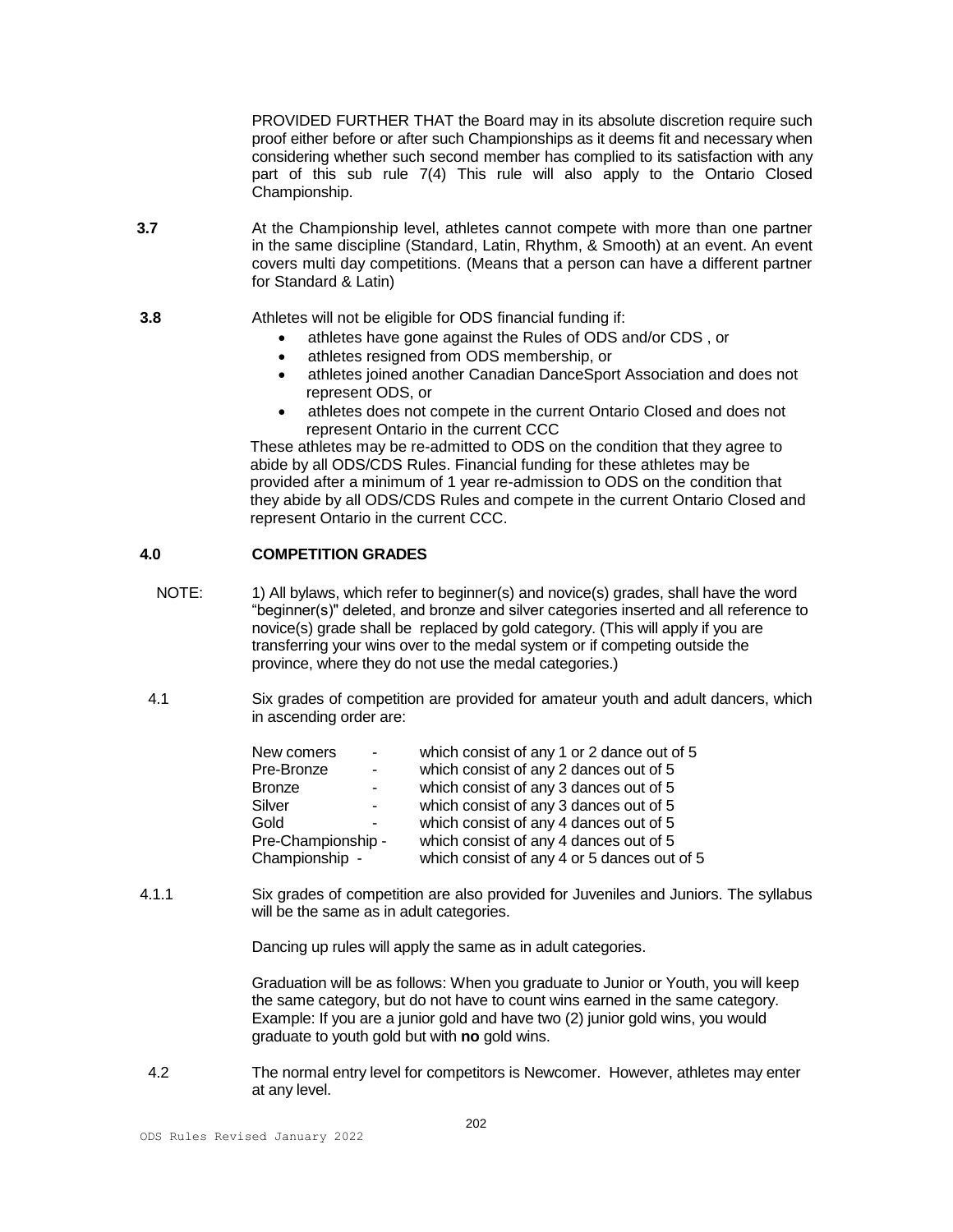PROVIDED FURTHER THAT the Board may in its absolute discretion require such proof either before or after such Championships as it deems fit and necessary when considering whether such second member has complied to its satisfaction with any part of this sub rule 7(4) This rule will also apply to the Ontario Closed Championship.

**3.7** At the Championship level, athletes cannot compete with more than one partner in the same discipline (Standard, Latin, Rhythm, & Smooth) at an event. An event covers multi day competitions. (Means that a person can have a different partner for Standard & Latin)

**3.8** Athletes will not be eligible for ODS financial funding if:

- athletes have gone against the Rules of ODS and/or CDS , or
- athletes resigned from ODS membership, or
- athletes joined another Canadian DanceSport Association and does not represent ODS, or
- athletes does not compete in the current Ontario Closed and does not represent Ontario in the current CCC

These athletes may be re-admitted to ODS on the condition that they agree to abide by all ODS/CDS Rules. Financial funding for these athletes may be provided after a minimum of 1 year re-admission to ODS on the condition that they abide by all ODS/CDS Rules and compete in the current Ontario Closed and represent Ontario in the current CCC.

## 4.0 COMPETITION GRADES

NOTE: 1) All bylaws, which refer to beginner(s) and novice(s) grades, shall have the word "beginner(s)" deleted, and bronze and silver categories inserted and all reference to novice(s) grade shall be replaced by gold category. (This will apply if you are transferring your wins over to the medal system or if competing outside the province, where they do not use the medal categories.)

4.1 Six grades of competition are provided for amateur youth and adult dancers, which in ascending order are:

| | |
|---|---|
| New comers - | which consist of any 1 or 2 dance out of 5 |
| Pre-Bronze - | which consist of any 2 dances out of 5 |
| Bronze - | which consist of any 3 dances out of 5 |
| Silver - | which consist of any 3 dances out of 5 |
| Gold - | which consist of any 4 dances out of 5 |
| Pre-Championship - | which consist of any 4 dances out of 5 |
| Championship - | which consist of any 4 or 5 dances out of 5 |

4.1.1 Six grades of competition are also provided for Juveniles and Juniors. The syllabus will be the same as in adult categories.

Dancing up rules will apply the same as in adult categories.

Graduation will be as follows: When you graduate to Junior or Youth, you will keep the same category, but do not have to count wins earned in the same category. Example: If you are a junior gold and have two (2) junior gold wins, you would graduate to youth gold but with **no** gold wins.

4.2 The normal entry level for competitors is Newcomer. However, athletes may enter at any level.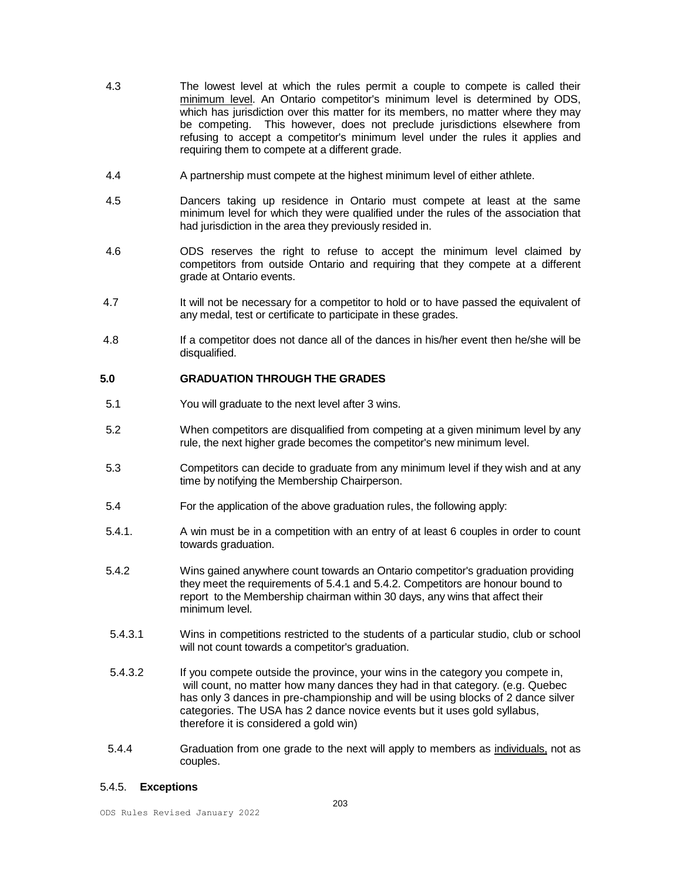4.3 The lowest level at which the rules permit a couple to compete is called their <u>minimum level</u>. An Ontario competitor's minimum level is determined by ODS, which has jurisdiction over this matter for its members, no matter where they may be competing. This however, does not preclude jurisdictions elsewhere from refusing to accept a competitor's minimum level under the rules it applies and requiring them to compete at a different grade.

4.4 A partnership must compete at the highest minimum level of either athlete.

4.5 Dancers taking up residence in Ontario must compete at least at the same minimum level for which they were qualified under the rules of the association that had jurisdiction in the area they previously resided in.

4.6 ODS reserves the right to refuse to accept the minimum level claimed by competitors from outside Ontario and requiring that they compete at a different grade at Ontario events.

4.7 It will not be necessary for a competitor to hold or to have passed the equivalent of any medal, test or certificate to participate in these grades.

4.8 If a competitor does not dance all of the dances in his/her event then he/she will be disqualified.

## 5.0 GRADUATION THROUGH THE GRADES

5.1 You will graduate to the next level after 3 wins.

5.2 When competitors are disqualified from competing at a given minimum level by any rule, the next higher grade becomes the competitor's new minimum level.

5.3 Competitors can decide to graduate from any minimum level if they wish and at any time by notifying the Membership Chairperson.

5.4 For the application of the above graduation rules, the following apply:

5.4.1. A win must be in a competition with an entry of at least 6 couples in order to count towards graduation.

5.4.2 Wins gained anywhere count towards an Ontario competitor's graduation providing they meet the requirements of 5.4.1 and 5.4.2. Competitors are honour bound to report to the Membership chairman within 30 days, any wins that affect their minimum level.

5.4.3.1 Wins in competitions restricted to the students of a particular studio, club or school will not count towards a competitor's graduation.

5.4.3.2 If you compete outside the province, your wins in the category you compete in, will count, no matter how many dances they had in that category. (e.g. Quebec has only 3 dances in pre-championship and will be using blocks of 2 dance silver categories. The USA has 2 dance novice events but it uses gold syllabus, therefore it is considered a gold win)

5.4.4 Graduation from one grade to the next will apply to members as <u>individuals,</u> not as couples.

5.4.5. **Exceptions**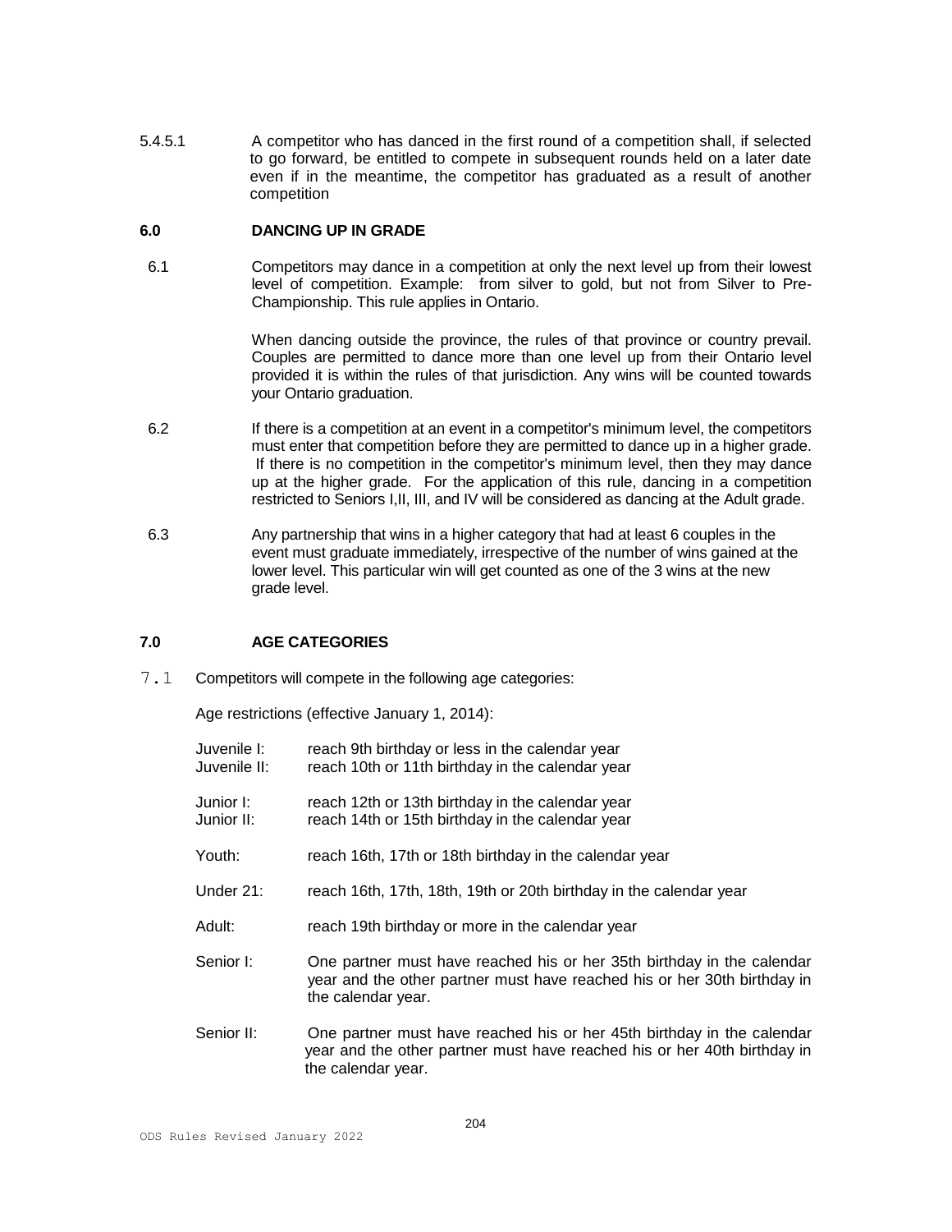5.4.5.1 A competitor who has danced in the first round of a competition shall, if selected to go forward, be entitled to compete in subsequent rounds held on a later date even if in the meantime, the competitor has graduated as a result of another competition

## 6.0 DANCING UP IN GRADE

6.1 Competitors may dance in a competition at only the next level up from their lowest level of competition. Example: from silver to gold, but not from Silver to Pre-Championship. This rule applies in Ontario.

When dancing outside the province, the rules of that province or country prevail. Couples are permitted to dance more than one level up from their Ontario level provided it is within the rules of that jurisdiction. Any wins will be counted towards your Ontario graduation.

6.2 If there is a competition at an event in a competitor's minimum level, the competitors must enter that competition before they are permitted to dance up in a higher grade. If there is no competition in the competitor's minimum level, then they may dance up at the higher grade. For the application of this rule, dancing in a competition restricted to Seniors I,II, III, and IV will be considered as dancing at the Adult grade.

6.3 Any partnership that wins in a higher category that had at least 6 couples in the event must graduate immediately, irrespective of the number of wins gained at the lower level. This particular win will get counted as one of the 3 wins at the new grade level.

## 7.0 AGE CATEGORIES

7.1 Competitors will compete in the following age categories:

Age restrictions (effective January 1, 2014):

Juvenile I: reach 9th birthday or less in the calendar year
Juvenile II: reach 10th or 11th birthday in the calendar year

Junior I: reach 12th or 13th birthday in the calendar year
Junior II: reach 14th or 15th birthday in the calendar year

Youth: reach 16th, 17th or 18th birthday in the calendar year

Under 21: reach 16th, 17th, 18th, 19th or 20th birthday in the calendar year

Adult: reach 19th birthday or more in the calendar year

Senior I: One partner must have reached his or her 35th birthday in the calendar year and the other partner must have reached his or her 30th birthday in the calendar year.

Senior II: One partner must have reached his or her 45th birthday in the calendar year and the other partner must have reached his or her 40th birthday in the calendar year.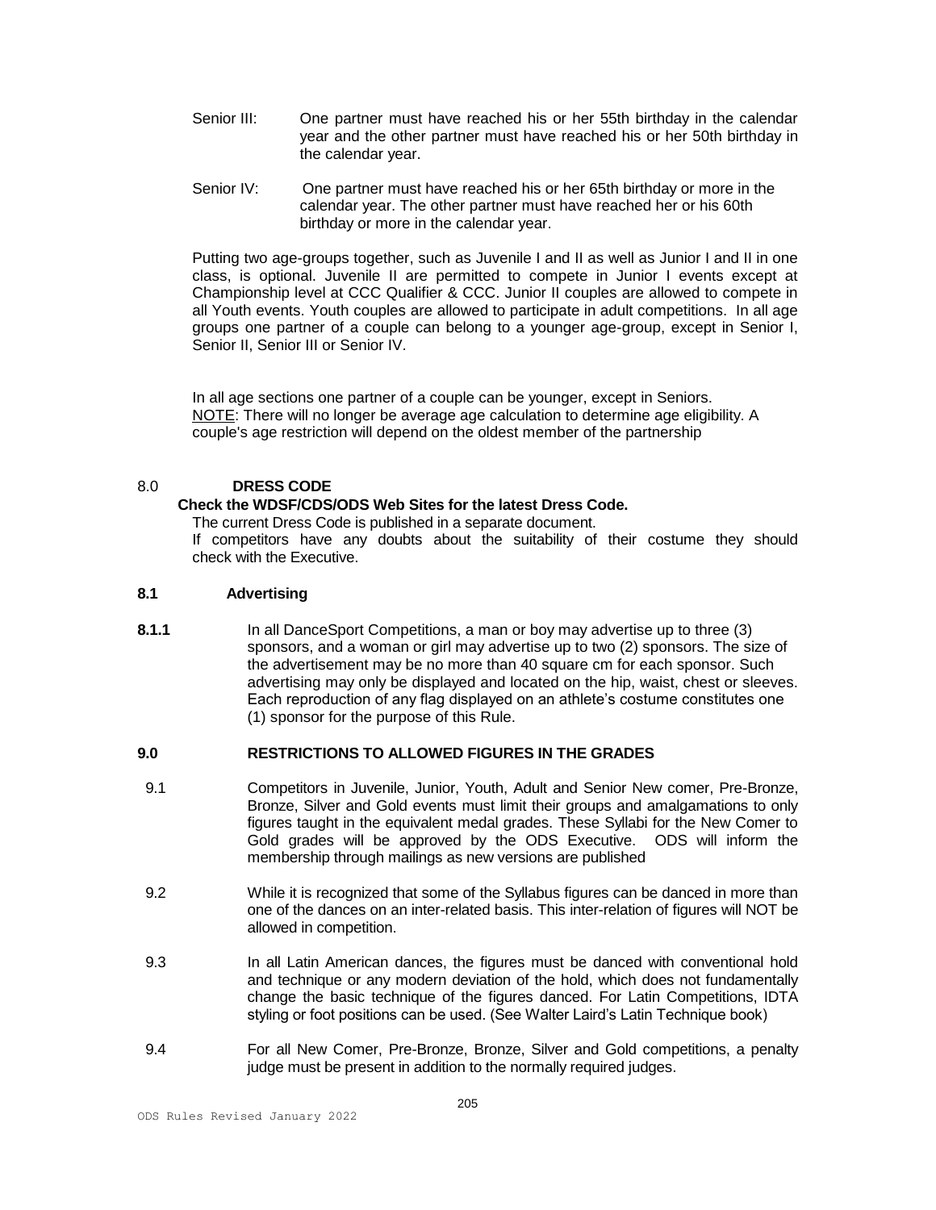Senior III: One partner must have reached his or her 55th birthday in the calendar year and the other partner must have reached his or her 50th birthday in the calendar year.

Senior IV: One partner must have reached his or her 65th birthday or more in the calendar year. The other partner must have reached her or his 60th birthday or more in the calendar year.

Putting two age-groups together, such as Juvenile I and II as well as Junior I and II in one class, is optional. Juvenile II are permitted to compete in Junior I events except at Championship level at CCC Qualifier & CCC. Junior II couples are allowed to compete in all Youth events. Youth couples are allowed to participate in adult competitions. In all age groups one partner of a couple can belong to a younger age-group, except in Senior I, Senior II, Senior III or Senior IV.

In all age sections one partner of a couple can be younger, except in Seniors.
NOTE: There will no longer be average age calculation to determine age eligibility. A couple's age restriction will depend on the oldest member of the partnership

## 8.0 DRESS CODE

**Check the WDSF/CDS/ODS Web Sites for the latest Dress Code.**

The current Dress Code is published in a separate document.
If competitors have any doubts about the suitability of their costume they should check with the Executive.

### 8.1 Advertising

**8.1.1** In all DanceSport Competitions, a man or boy may advertise up to three (3) sponsors, and a woman or girl may advertise up to two (2) sponsors. The size of the advertisement may be no more than 40 square cm for each sponsor. Such advertising may only be displayed and located on the hip, waist, chest or sleeves. Each reproduction of any flag displayed on an athlete's costume constitutes one (1) sponsor for the purpose of this Rule.

## 9.0 RESTRICTIONS TO ALLOWED FIGURES IN THE GRADES

9.1 Competitors in Juvenile, Junior, Youth, Adult and Senior New comer, Pre-Bronze, Bronze, Silver and Gold events must limit their groups and amalgamations to only figures taught in the equivalent medal grades. These Syllabi for the New Comer to Gold grades will be approved by the ODS Executive. ODS will inform the membership through mailings as new versions are published

9.2 While it is recognized that some of the Syllabus figures can be danced in more than one of the dances on an inter-related basis. This inter-relation of figures will NOT be allowed in competition.

9.3 In all Latin American dances, the figures must be danced with conventional hold and technique or any modern deviation of the hold, which does not fundamentally change the basic technique of the figures danced. For Latin Competitions, IDTA styling or foot positions can be used. (See Walter Laird's Latin Technique book)

9.4 For all New Comer, Pre-Bronze, Bronze, Silver and Gold competitions, a penalty judge must be present in addition to the normally required judges.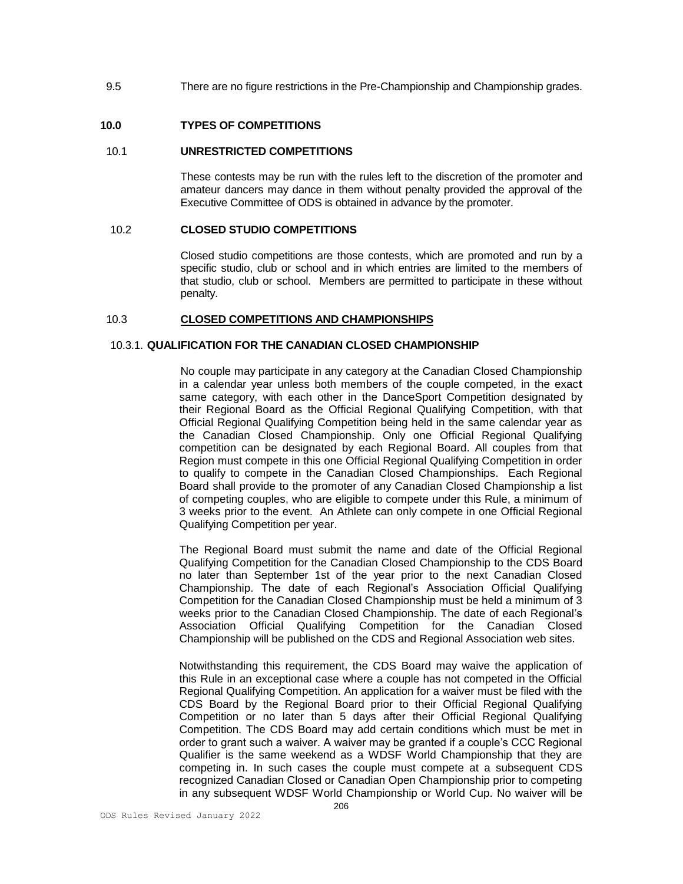9.5 There are no figure restrictions in the Pre-Championship and Championship grades.

## 10.0 TYPES OF COMPETITIONS

### 10.1 UNRESTRICTED COMPETITIONS

These contests may be run with the rules left to the discretion of the promoter and amateur dancers may dance in them without penalty provided the approval of the Executive Committee of ODS is obtained in advance by the promoter.

### 10.2 CLOSED STUDIO COMPETITIONS

Closed studio competitions are those contests, which are promoted and run by a specific studio, club or school and in which entries are limited to the members of that studio, club or school. Members are permitted to participate in these without penalty.

### 10.3 CLOSED COMPETITIONS AND CHAMPIONSHIPS

#### 10.3.1. QUALIFICATION FOR THE CANADIAN CLOSED CHAMPIONSHIP

No couple may participate in any category at the Canadian Closed Championship in a calendar year unless both members of the couple competed, in the exact same category, with each other in the DanceSport Competition designated by their Regional Board as the Official Regional Qualifying Competition, with that Official Regional Qualifying Competition being held in the same calendar year as the Canadian Closed Championship. Only one Official Regional Qualifying competition can be designated by each Regional Board. All couples from that Region must compete in this one Official Regional Qualifying Competition in order to qualify to compete in the Canadian Closed Championships. Each Regional Board shall provide to the promoter of any Canadian Closed Championship a list of competing couples, who are eligible to compete under this Rule, a minimum of 3 weeks prior to the event. An Athlete can only compete in one Official Regional Qualifying Competition per year.

The Regional Board must submit the name and date of the Official Regional Qualifying Competition for the Canadian Closed Championship to the CDS Board no later than September 1st of the year prior to the next Canadian Closed Championship. The date of each Regional's Association Official Qualifying Competition for the Canadian Closed Championship must be held a minimum of 3 weeks prior to the Canadian Closed Championship. The date of each Regional's Association Official Qualifying Competition for the Canadian Closed Championship will be published on the CDS and Regional Association web sites.

Notwithstanding this requirement, the CDS Board may waive the application of this Rule in an exceptional case where a couple has not competed in the Official Regional Qualifying Competition. An application for a waiver must be filed with the CDS Board by the Regional Board prior to their Official Regional Qualifying Competition or no later than 5 days after their Official Regional Qualifying Competition. The CDS Board may add certain conditions which must be met in order to grant such a waiver. A waiver may be granted if a couple's CCC Regional Qualifier is the same weekend as a WDSF World Championship that they are competing in. In such cases the couple must compete at a subsequent CDS recognized Canadian Closed or Canadian Open Championship prior to competing in any subsequent WDSF World Championship or World Cup. No waiver will be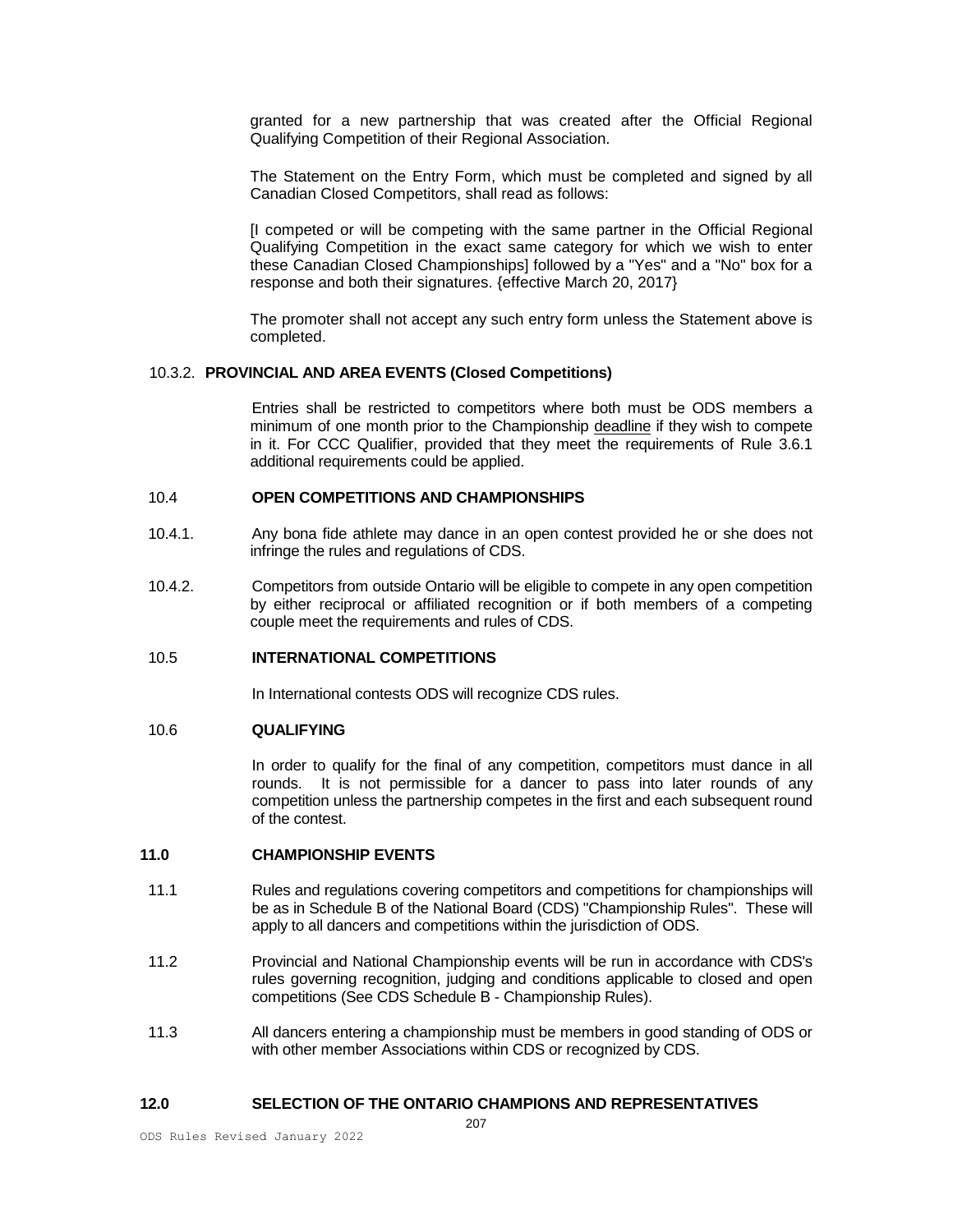granted for a new partnership that was created after the Official Regional Qualifying Competition of their Regional Association.

The Statement on the Entry Form, which must be completed and signed by all Canadian Closed Competitors, shall read as follows:

[I competed or will be competing with the same partner in the Official Regional Qualifying Competition in the exact same category for which we wish to enter these Canadian Closed Championships] followed by a "Yes" and a "No" box for a response and both their signatures. {effective March 20, 2017}

The promoter shall not accept any such entry form unless the Statement above is completed.

#### 10.3.2. PROVINCIAL AND AREA EVENTS (Closed Competitions)

Entries shall be restricted to competitors where both must be ODS members a minimum of one month prior to the Championship deadline if they wish to compete in it. For CCC Qualifier, provided that they meet the requirements of Rule 3.6.1 additional requirements could be applied.

### 10.4 OPEN COMPETITIONS AND CHAMPIONSHIPS

10.4.1. Any bona fide athlete may dance in an open contest provided he or she does not infringe the rules and regulations of CDS.

10.4.2. Competitors from outside Ontario will be eligible to compete in any open competition by either reciprocal or affiliated recognition or if both members of a competing couple meet the requirements and rules of CDS.

### 10.5 INTERNATIONAL COMPETITIONS

In International contests ODS will recognize CDS rules.

### 10.6 QUALIFYING

In order to qualify for the final of any competition, competitors must dance in all rounds. It is not permissible for a dancer to pass into later rounds of any competition unless the partnership competes in the first and each subsequent round of the contest.

## 11.0 CHAMPIONSHIP EVENTS

11.1 Rules and regulations covering competitors and competitions for championships will be as in Schedule B of the National Board (CDS) "Championship Rules". These will apply to all dancers and competitions within the jurisdiction of ODS.

11.2 Provincial and National Championship events will be run in accordance with CDS's rules governing recognition, judging and conditions applicable to closed and open competitions (See CDS Schedule B - Championship Rules).

11.3 All dancers entering a championship must be members in good standing of ODS or with other member Associations within CDS or recognized by CDS.

## 12.0 SELECTION OF THE ONTARIO CHAMPIONS AND REPRESENTATIVES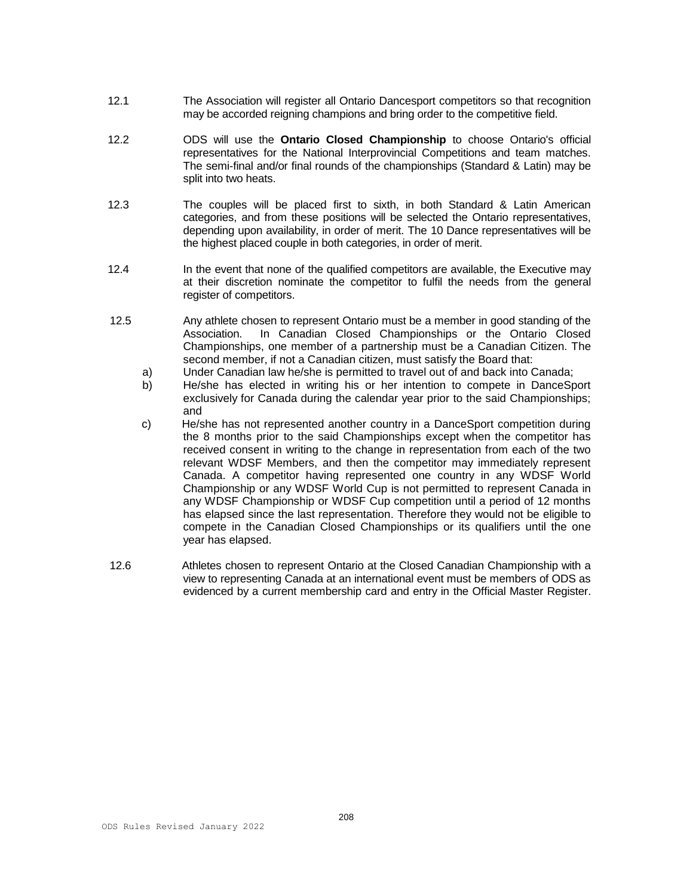12.1 The Association will register all Ontario Dancesport competitors so that recognition may be accorded reigning champions and bring order to the competitive field.

12.2 ODS will use the **Ontario Closed Championship** to choose Ontario's official representatives for the National Interprovincial Competitions and team matches. The semi-final and/or final rounds of the championships (Standard & Latin) may be split into two heats.

12.3 The couples will be placed first to sixth, in both Standard & Latin American categories, and from these positions will be selected the Ontario representatives, depending upon availability, in order of merit. The 10 Dance representatives will be the highest placed couple in both categories, in order of merit.

12.4 In the event that none of the qualified competitors are available, the Executive may at their discretion nominate the competitor to fulfil the needs from the general register of competitors.

12.5 Any athlete chosen to represent Ontario must be a member in good standing of the Association. In Canadian Closed Championships or the Ontario Closed Championships, one member of a partnership must be a Canadian Citizen. The second member, if not a Canadian citizen, must satisfy the Board that:

a) Under Canadian law he/she is permitted to travel out of and back into Canada;

b) He/she has elected in writing his or her intention to compete in DanceSport exclusively for Canada during the calendar year prior to the said Championships; and

c) He/she has not represented another country in a DanceSport competition during the 8 months prior to the said Championships except when the competitor has received consent in writing to the change in representation from each of the two relevant WDSF Members, and then the competitor may immediately represent Canada. A competitor having represented one country in any WDSF World Championship or any WDSF World Cup is not permitted to represent Canada in any WDSF Championship or WDSF Cup competition until a period of 12 months has elapsed since the last representation. Therefore they would not be eligible to compete in the Canadian Closed Championships or its qualifiers until the one year has elapsed.

12.6 Athletes chosen to represent Ontario at the Closed Canadian Championship with a view to representing Canada at an international event must be members of ODS as evidenced by a current membership card and entry in the Official Master Register.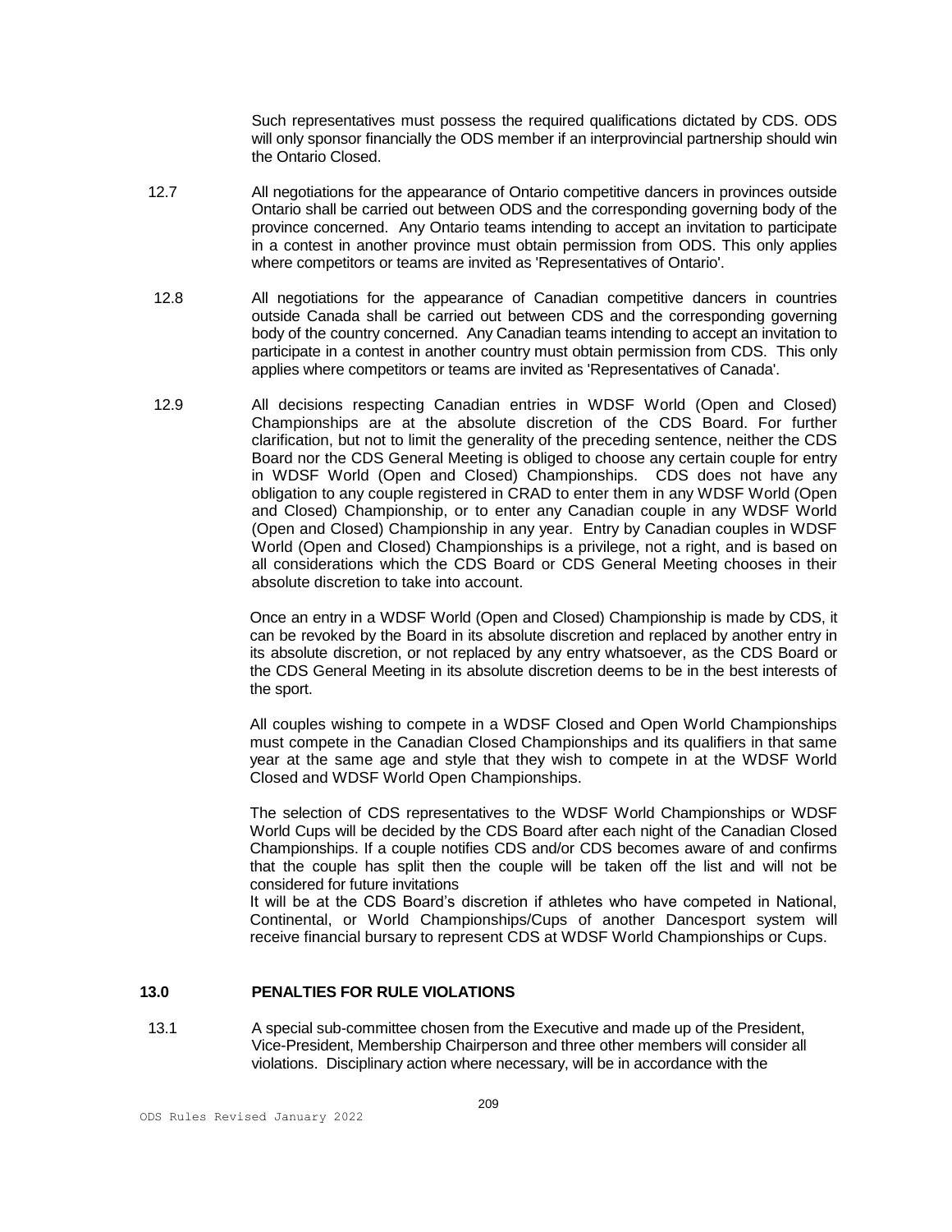Such representatives must possess the required qualifications dictated by CDS. ODS will only sponsor financially the ODS member if an interprovincial partnership should win the Ontario Closed.

12.7 All negotiations for the appearance of Ontario competitive dancers in provinces outside Ontario shall be carried out between ODS and the corresponding governing body of the province concerned. Any Ontario teams intending to accept an invitation to participate in a contest in another province must obtain permission from ODS. This only applies where competitors or teams are invited as 'Representatives of Ontario'.

12.8 All negotiations for the appearance of Canadian competitive dancers in countries outside Canada shall be carried out between CDS and the corresponding governing body of the country concerned. Any Canadian teams intending to accept an invitation to participate in a contest in another country must obtain permission from CDS. This only applies where competitors or teams are invited as 'Representatives of Canada'.

12.9 All decisions respecting Canadian entries in WDSF World (Open and Closed) Championships are at the absolute discretion of the CDS Board. For further clarification, but not to limit the generality of the preceding sentence, neither the CDS Board nor the CDS General Meeting is obliged to choose any certain couple for entry in WDSF World (Open and Closed) Championships. CDS does not have any obligation to any couple registered in CRAD to enter them in any WDSF World (Open and Closed) Championship, or to enter any Canadian couple in any WDSF World (Open and Closed) Championship in any year. Entry by Canadian couples in WDSF World (Open and Closed) Championships is a privilege, not a right, and is based on all considerations which the CDS Board or CDS General Meeting chooses in their absolute discretion to take into account.

Once an entry in a WDSF World (Open and Closed) Championship is made by CDS, it can be revoked by the Board in its absolute discretion and replaced by another entry in its absolute discretion, or not replaced by any entry whatsoever, as the CDS Board or the CDS General Meeting in its absolute discretion deems to be in the best interests of the sport.

All couples wishing to compete in a WDSF Closed and Open World Championships must compete in the Canadian Closed Championships and its qualifiers in that same year at the same age and style that they wish to compete in at the WDSF World Closed and WDSF World Open Championships.

The selection of CDS representatives to the WDSF World Championships or WDSF World Cups will be decided by the CDS Board after each night of the Canadian Closed Championships. If a couple notifies CDS and/or CDS becomes aware of and confirms that the couple has split then the couple will be taken off the list and will not be considered for future invitations

It will be at the CDS Board's discretion if athletes who have competed in National, Continental, or World Championships/Cups of another Dancesport system will receive financial bursary to represent CDS at WDSF World Championships or Cups.

## 13.0 PENALTIES FOR RULE VIOLATIONS

13.1 A special sub-committee chosen from the Executive and made up of the President, Vice-President, Membership Chairperson and three other members will consider all violations. Disciplinary action where necessary, will be in accordance with the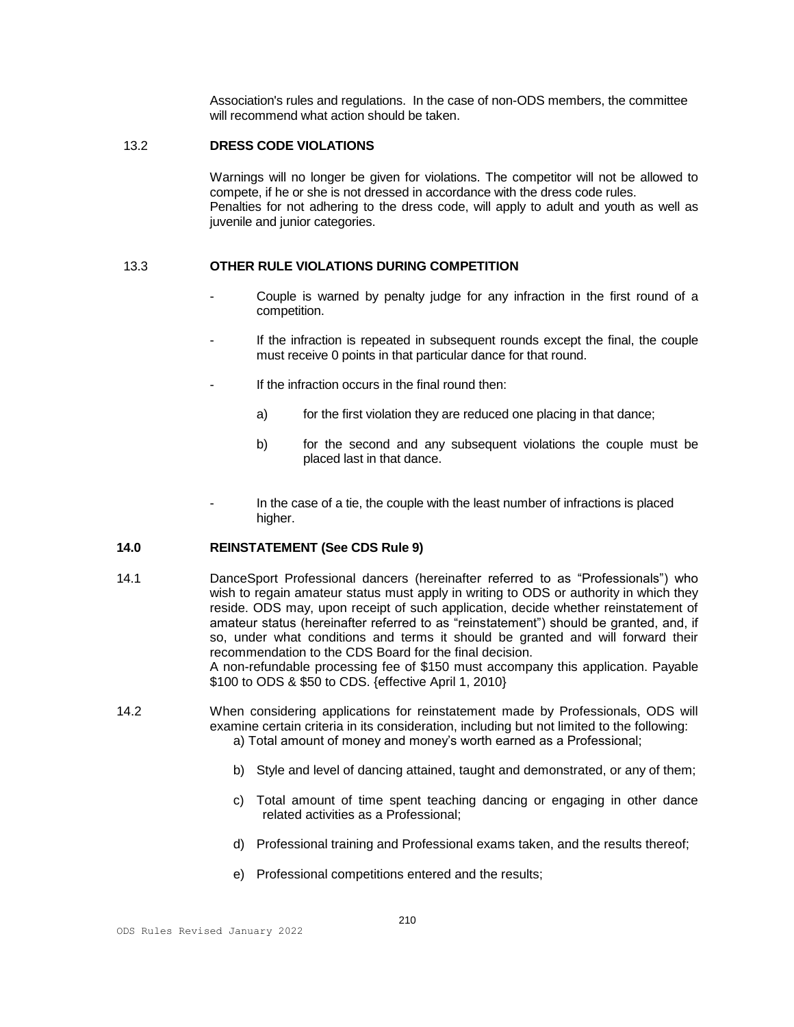Association's rules and regulations. In the case of non-ODS members, the committee will recommend what action should be taken.

### 13.2 DRESS CODE VIOLATIONS

Warnings will no longer be given for violations. The competitor will not be allowed to compete, if he or she is not dressed in accordance with the dress code rules.
Penalties for not adhering to the dress code, will apply to adult and youth as well as juvenile and junior categories.

### 13.3 OTHER RULE VIOLATIONS DURING COMPETITION

- Couple is warned by penalty judge for any infraction in the first round of a competition.
- If the infraction is repeated in subsequent rounds except the final, the couple must receive 0 points in that particular dance for that round.
- If the infraction occurs in the final round then:
  - a) for the first violation they are reduced one placing in that dance;
  - b) for the second and any subsequent violations the couple must be placed last in that dance.
- In the case of a tie, the couple with the least number of infractions is placed higher.

## 14.0 REINSTATEMENT (See CDS Rule 9)

14.1 DanceSport Professional dancers (hereinafter referred to as "Professionals") who wish to regain amateur status must apply in writing to ODS or authority in which they reside. ODS may, upon receipt of such application, decide whether reinstatement of amateur status (hereinafter referred to as "reinstatement") should be granted, and, if so, under what conditions and terms it should be granted and will forward their recommendation to the CDS Board for the final decision.
A non-refundable processing fee of $150 must accompany this application. Payable $100 to ODS & $50 to CDS. {effective April 1, 2010}

14.2 When considering applications for reinstatement made by Professionals, ODS will examine certain criteria in its consideration, including but not limited to the following:

a) Total amount of money and money's worth earned as a Professional;

b) Style and level of dancing attained, taught and demonstrated, or any of them;

c) Total amount of time spent teaching dancing or engaging in other dance related activities as a Professional;

d) Professional training and Professional exams taken, and the results thereof;

e) Professional competitions entered and the results;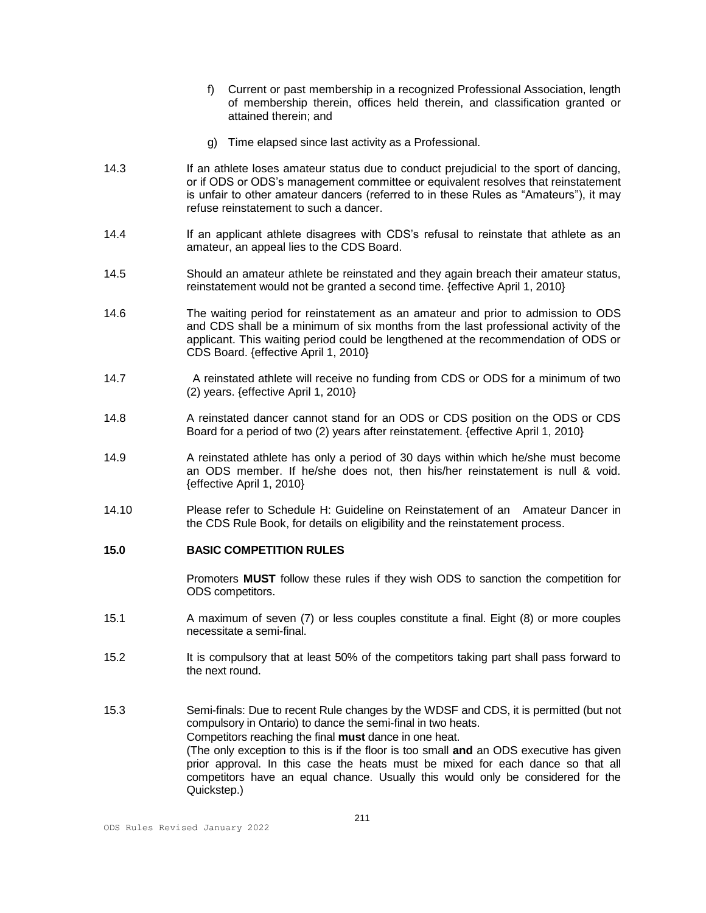f) Current or past membership in a recognized Professional Association, length of membership therein, offices held therein, and classification granted or attained therein; and

g) Time elapsed since last activity as a Professional.

14.3 If an athlete loses amateur status due to conduct prejudicial to the sport of dancing, or if ODS or ODS's management committee or equivalent resolves that reinstatement is unfair to other amateur dancers (referred to in these Rules as "Amateurs"), it may refuse reinstatement to such a dancer.

14.4 If an applicant athlete disagrees with CDS's refusal to reinstate that athlete as an amateur, an appeal lies to the CDS Board.

14.5 Should an amateur athlete be reinstated and they again breach their amateur status, reinstatement would not be granted a second time. {effective April 1, 2010}

14.6 The waiting period for reinstatement as an amateur and prior to admission to ODS and CDS shall be a minimum of six months from the last professional activity of the applicant. This waiting period could be lengthened at the recommendation of ODS or CDS Board. {effective April 1, 2010}

14.7 A reinstated athlete will receive no funding from CDS or ODS for a minimum of two (2) years. {effective April 1, 2010}

14.8 A reinstated dancer cannot stand for an ODS or CDS position on the ODS or CDS Board for a period of two (2) years after reinstatement. {effective April 1, 2010}

14.9 A reinstated athlete has only a period of 30 days within which he/she must become an ODS member. If he/she does not, then his/her reinstatement is null & void. {effective April 1, 2010}

14.10 Please refer to Schedule H: Guideline on Reinstatement of an Amateur Dancer in the CDS Rule Book, for details on eligibility and the reinstatement process.

## 15.0 BASIC COMPETITION RULES

Promoters **MUST** follow these rules if they wish ODS to sanction the competition for ODS competitors.

15.1 A maximum of seven (7) or less couples constitute a final. Eight (8) or more couples necessitate a semi-final.

15.2 It is compulsory that at least 50% of the competitors taking part shall pass forward to the next round.

15.3 Semi-finals: Due to recent Rule changes by the WDSF and CDS, it is permitted (but not compulsory in Ontario) to dance the semi-final in two heats.
Competitors reaching the final **must** dance in one heat.
(The only exception to this is if the floor is too small **and** an ODS executive has given prior approval. In this case the heats must be mixed for each dance so that all competitors have an equal chance. Usually this would only be considered for the Quickstep.)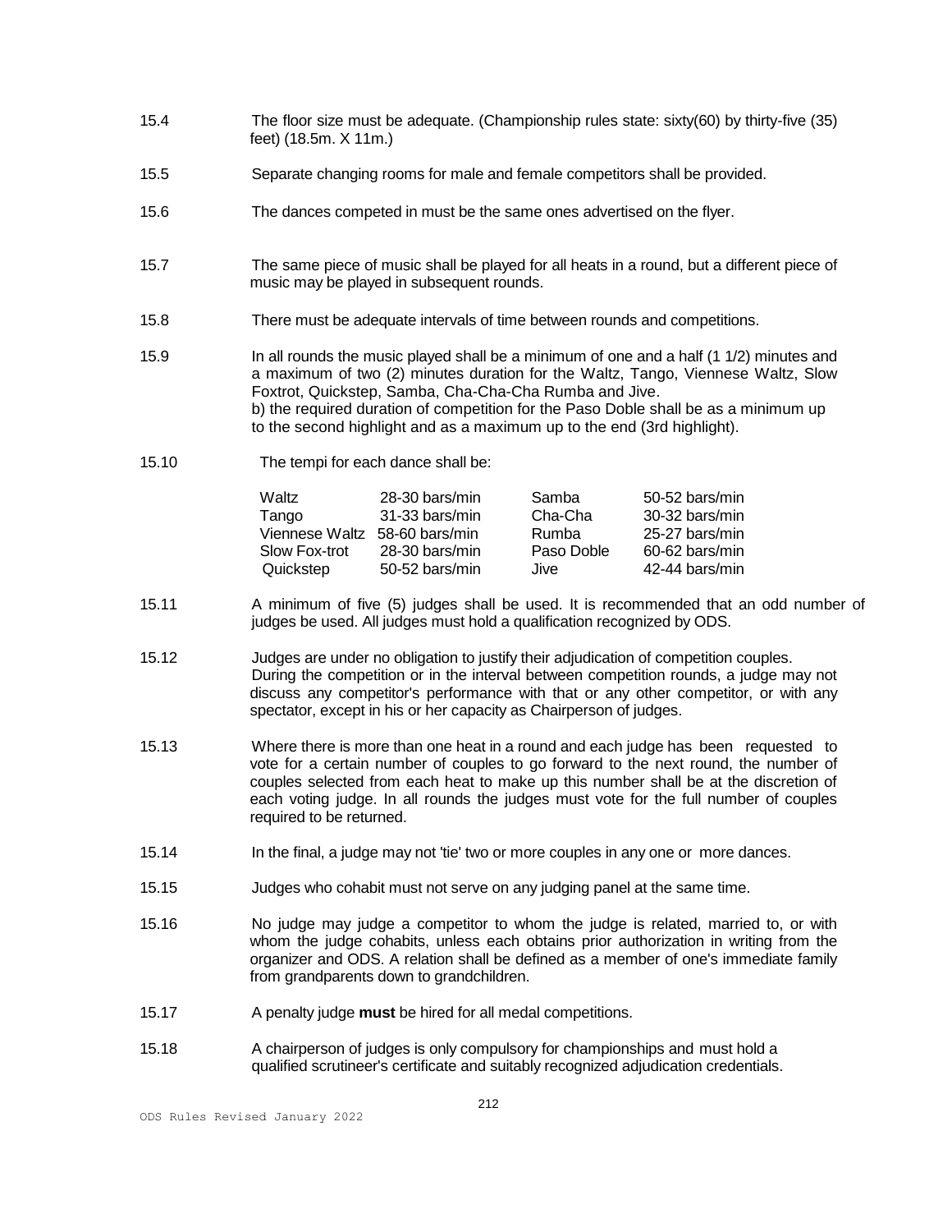15.4 The floor size must be adequate. (Championship rules state: sixty(60) by thirty-five (35) feet) (18.5m. X 11m.)

15.5 Separate changing rooms for male and female competitors shall be provided.

15.6 The dances competed in must be the same ones advertised on the flyer.

15.7 The same piece of music shall be played for all heats in a round, but a different piece of music may be played in subsequent rounds.

15.8 There must be adequate intervals of time between rounds and competitions.

15.9 In all rounds the music played shall be a minimum of one and a half (1 1/2) minutes and a maximum of two (2) minutes duration for the Waltz, Tango, Viennese Waltz, Slow Foxtrot, Quickstep, Samba, Cha-Cha-Cha Rumba and Jive.
b) the required duration of competition for the Paso Doble shall be as a minimum up to the second highlight and as a maximum up to the end (3rd highlight).

15.10 The tempi for each dance shall be:

| | | | |
|---|---|---|---|
| Waltz | 28-30 bars/min | Samba | 50-52 bars/min |
| Tango | 31-33 bars/min | Cha-Cha | 30-32 bars/min |
| Viennese Waltz | 58-60 bars/min | Rumba | 25-27 bars/min |
| Slow Fox-trot | 28-30 bars/min | Paso Doble | 60-62 bars/min |
| Quickstep | 50-52 bars/min | Jive | 42-44 bars/min |

15.11 A minimum of five (5) judges shall be used. It is recommended that an odd number of judges be used. All judges must hold a qualification recognized by ODS.

15.12 Judges are under no obligation to justify their adjudication of competition couples. During the competition or in the interval between competition rounds, a judge may not discuss any competitor's performance with that or any other competitor, or with any spectator, except in his or her capacity as Chairperson of judges.

15.13 Where there is more than one heat in a round and each judge has been requested to vote for a certain number of couples to go forward to the next round, the number of couples selected from each heat to make up this number shall be at the discretion of each voting judge. In all rounds the judges must vote for the full number of couples required to be returned.

15.14 In the final, a judge may not 'tie' two or more couples in any one or more dances.

15.15 Judges who cohabit must not serve on any judging panel at the same time.

15.16 No judge may judge a competitor to whom the judge is related, married to, or with whom the judge cohabits, unless each obtains prior authorization in writing from the organizer and ODS. A relation shall be defined as a member of one's immediate family from grandparents down to grandchildren.

15.17 A penalty judge **must** be hired for all medal competitions.

15.18 A chairperson of judges is only compulsory for championships and must hold a qualified scrutineer's certificate and suitably recognized adjudication credentials.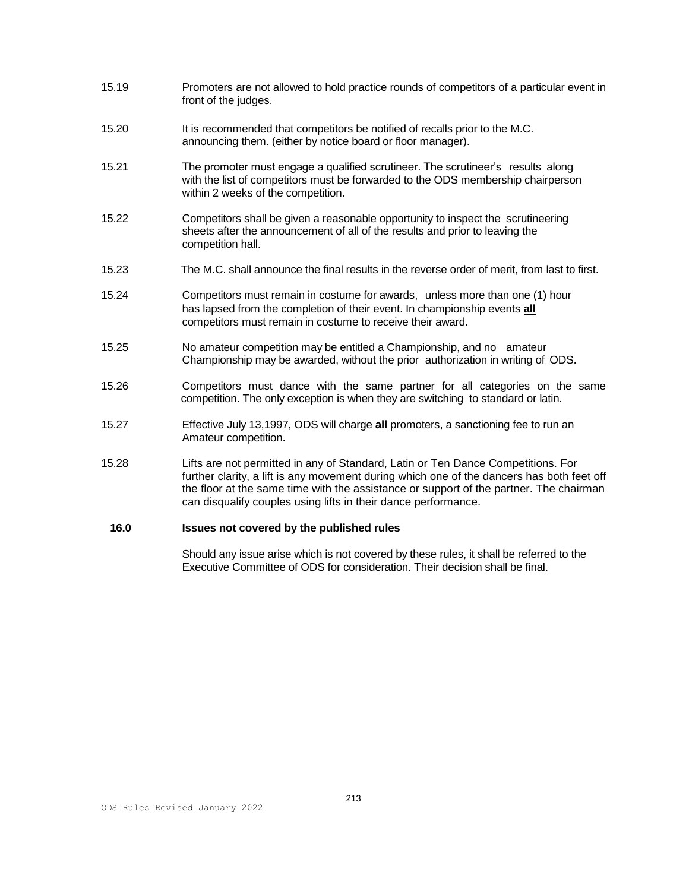15.19 Promoters are not allowed to hold practice rounds of competitors of a particular event in front of the judges.

15.20 It is recommended that competitors be notified of recalls prior to the M.C. announcing them. (either by notice board or floor manager).

15.21 The promoter must engage a qualified scrutineer. The scrutineer's results along with the list of competitors must be forwarded to the ODS membership chairperson within 2 weeks of the competition.

15.22 Competitors shall be given a reasonable opportunity to inspect the scrutineering sheets after the announcement of all of the results and prior to leaving the competition hall.

15.23 The M.C. shall announce the final results in the reverse order of merit, from last to first.

15.24 Competitors must remain in costume for awards, unless more than one (1) hour has lapsed from the completion of their event. In championship events **all** competitors must remain in costume to receive their award.

15.25 No amateur competition may be entitled a Championship, and no amateur Championship may be awarded, without the prior authorization in writing of ODS.

15.26 Competitors must dance with the same partner for all categories on the same competition. The only exception is when they are switching to standard or latin.

15.27 Effective July 13,1997, ODS will charge **all** promoters, a sanctioning fee to run an Amateur competition.

15.28 Lifts are not permitted in any of Standard, Latin or Ten Dance Competitions. For further clarity, a lift is any movement during which one of the dancers has both feet off the floor at the same time with the assistance or support of the partner. The chairman can disqualify couples using lifts in their dance performance.

**16.0 Issues not covered by the published rules**

Should any issue arise which is not covered by these rules, it shall be referred to the Executive Committee of ODS for consideration. Their decision shall be final.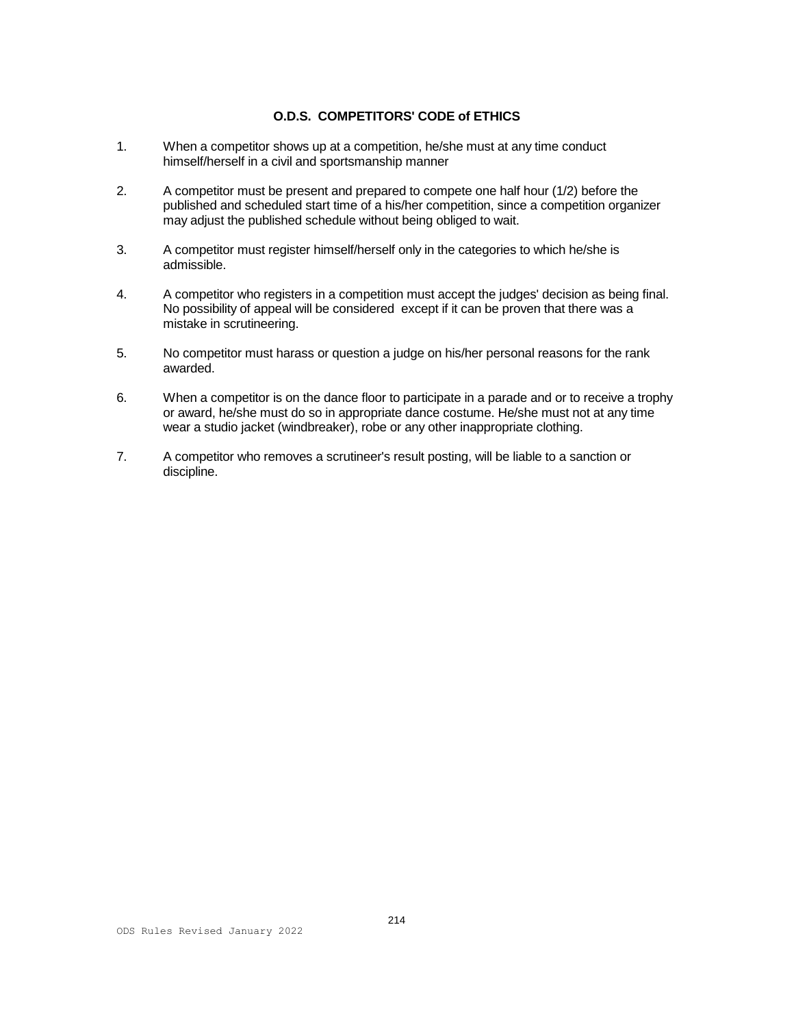## O.D.S. COMPETITORS' CODE of ETHICS

1. When a competitor shows up at a competition, he/she must at any time conduct himself/herself in a civil and sportsmanship manner

2. A competitor must be present and prepared to compete one half hour (1/2) before the published and scheduled start time of a his/her competition, since a competition organizer may adjust the published schedule without being obliged to wait.

3. A competitor must register himself/herself only in the categories to which he/she is admissible.

4. A competitor who registers in a competition must accept the judges' decision as being final. No possibility of appeal will be considered except if it can be proven that there was a mistake in scrutineering.

5. No competitor must harass or question a judge on his/her personal reasons for the rank awarded.

6. When a competitor is on the dance floor to participate in a parade and or to receive a trophy or award, he/she must do so in appropriate dance costume. He/she must not at any time wear a studio jacket (windbreaker), robe or any other inappropriate clothing.

7. A competitor who removes a scrutineer's result posting, will be liable to a sanction or discipline.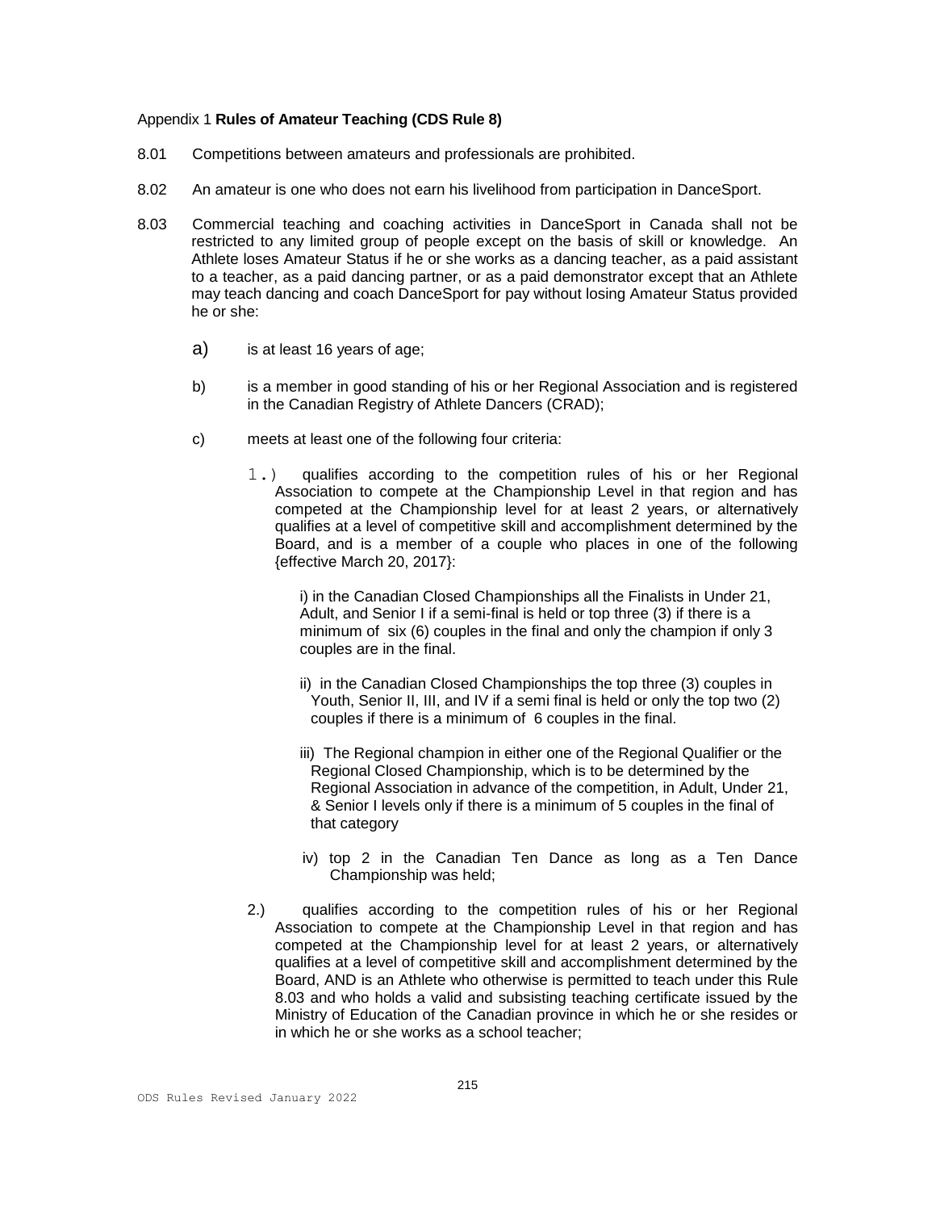Appendix 1 **Rules of Amateur Teaching (CDS Rule 8)**

8.01 Competitions between amateurs and professionals are prohibited.

8.02 An amateur is one who does not earn his livelihood from participation in DanceSport.

8.03 Commercial teaching and coaching activities in DanceSport in Canada shall not be restricted to any limited group of people except on the basis of skill or knowledge. An Athlete loses Amateur Status if he or she works as a dancing teacher, as a paid assistant to a teacher, as a paid dancing partner, or as a paid demonstrator except that an Athlete may teach dancing and coach DanceSport for pay without losing Amateur Status provided he or she:

a) is at least 16 years of age;

b) is a member in good standing of his or her Regional Association and is registered in the Canadian Registry of Athlete Dancers (CRAD);

c) meets at least one of the following four criteria:

1.) qualifies according to the competition rules of his or her Regional Association to compete at the Championship Level in that region and has competed at the Championship level for at least 2 years, or alternatively qualifies at a level of competitive skill and accomplishment determined by the Board, and is a member of a couple who places in one of the following {effective March 20, 2017}:

i) in the Canadian Closed Championships all the Finalists in Under 21, Adult, and Senior I if a semi-final is held or top three (3) if there is a minimum of six (6) couples in the final and only the champion if only 3 couples are in the final.

ii) in the Canadian Closed Championships the top three (3) couples in Youth, Senior II, III, and IV if a semi final is held or only the top two (2) couples if there is a minimum of 6 couples in the final.

iii) The Regional champion in either one of the Regional Qualifier or the Regional Closed Championship, which is to be determined by the Regional Association in advance of the competition, in Adult, Under 21, & Senior I levels only if there is a minimum of 5 couples in the final of that category

iv) top 2 in the Canadian Ten Dance as long as a Ten Dance Championship was held;

2.) qualifies according to the competition rules of his or her Regional Association to compete at the Championship Level in that region and has competed at the Championship level for at least 2 years, or alternatively qualifies at a level of competitive skill and accomplishment determined by the Board, AND is an Athlete who otherwise is permitted to teach under this Rule 8.03 and who holds a valid and subsisting teaching certificate issued by the Ministry of Education of the Canadian province in which he or she resides or in which he or she works as a school teacher;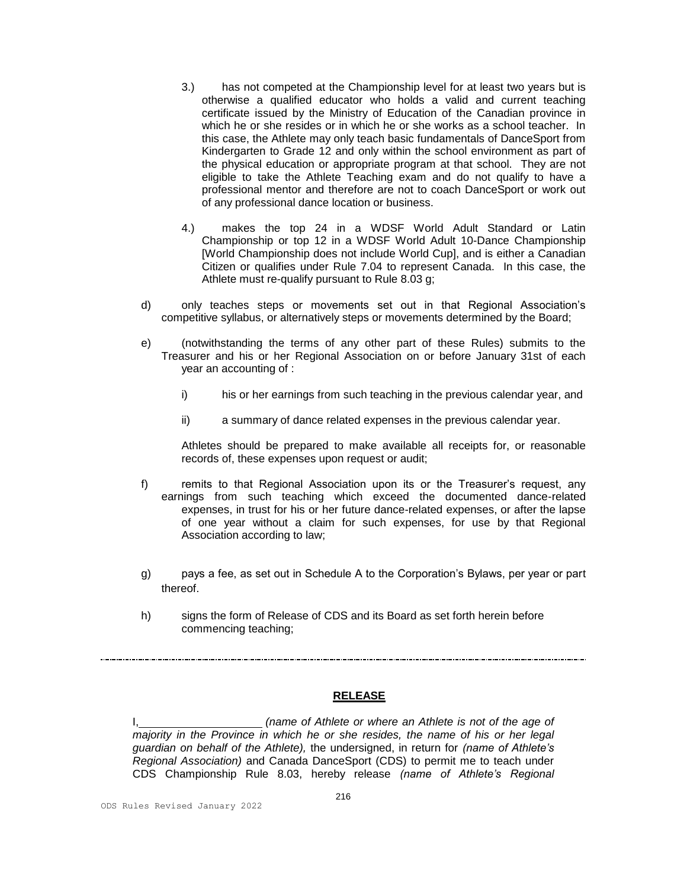3.) has not competed at the Championship level for at least two years but is otherwise a qualified educator who holds a valid and current teaching certificate issued by the Ministry of Education of the Canadian province in which he or she resides or in which he or she works as a school teacher. In this case, the Athlete may only teach basic fundamentals of DanceSport from Kindergarten to Grade 12 and only within the school environment as part of the physical education or appropriate program at that school. They are not eligible to take the Athlete Teaching exam and do not qualify to have a professional mentor and therefore are not to coach DanceSport or work out of any professional dance location or business.

4.) makes the top 24 in a WDSF World Adult Standard or Latin Championship or top 12 in a WDSF World Adult 10-Dance Championship [World Championship does not include World Cup], and is either a Canadian Citizen or qualifies under Rule 7.04 to represent Canada. In this case, the Athlete must re-qualify pursuant to Rule 8.03 g;

d) only teaches steps or movements set out in that Regional Association's competitive syllabus, or alternatively steps or movements determined by the Board;

e) (notwithstanding the terms of any other part of these Rules) submits to the Treasurer and his or her Regional Association on or before January 31st of each year an accounting of :

i) his or her earnings from such teaching in the previous calendar year, and

ii) a summary of dance related expenses in the previous calendar year.

Athletes should be prepared to make available all receipts for, or reasonable records of, these expenses upon request or audit;

f) remits to that Regional Association upon its or the Treasurer's request, any earnings from such teaching which exceed the documented dance-related expenses, in trust for his or her future dance-related expenses, or after the lapse of one year without a claim for such expenses, for use by that Regional Association according to law;

g) pays a fee, as set out in Schedule A to the Corporation's Bylaws, per year or part thereof.

h) signs the form of Release of CDS and its Board as set forth herein before commencing teaching;

---

**RELEASE**

I,\_\_\_\_\_\_\_\_\_\_\_\_\_\_\_\_\_\_\_\_ *(name of Athlete or where an Athlete is not of the age of majority in the Province in which he or she resides, the name of his or her legal guardian on behalf of the Athlete),* the undersigned, in return for *(name of Athlete's Regional Association)* and Canada DanceSport (CDS) to permit me to teach under CDS Championship Rule 8.03, hereby release *(name of Athlete's Regional*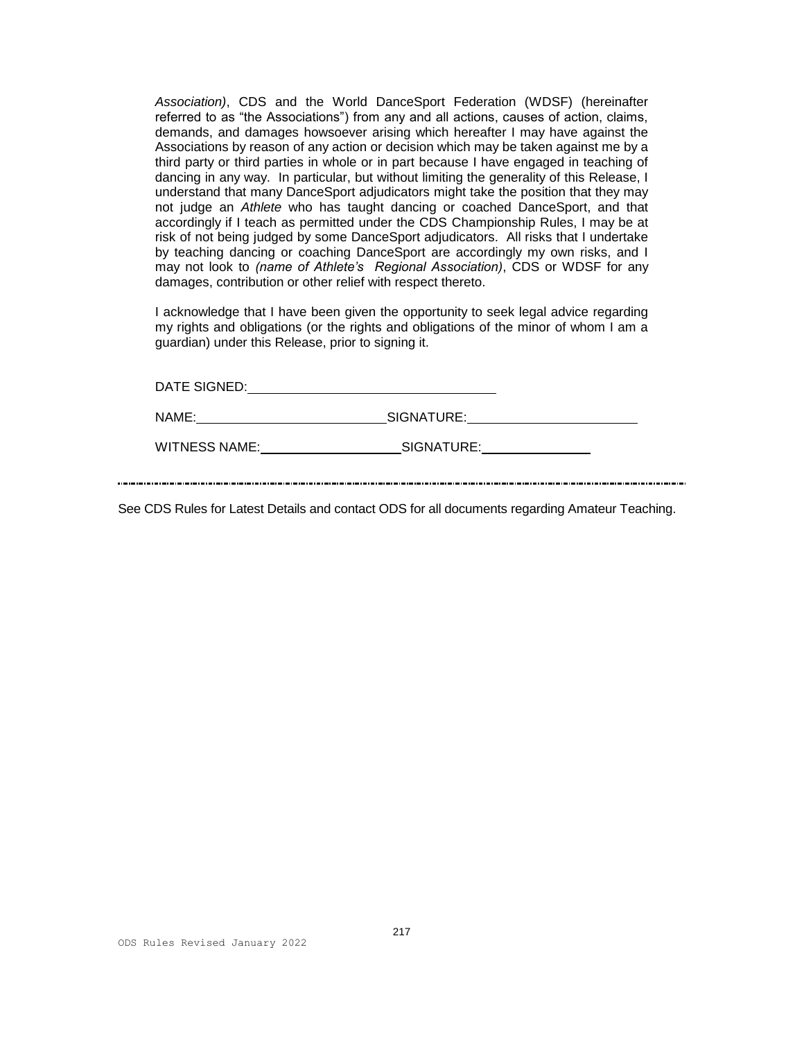*Association)*, CDS and the World DanceSport Federation (WDSF) (hereinafter referred to as "the Associations") from any and all actions, causes of action, claims, demands, and damages howsoever arising which hereafter I may have against the Associations by reason of any action or decision which may be taken against me by a third party or third parties in whole or in part because I have engaged in teaching of dancing in any way. In particular, but without limiting the generality of this Release, I understand that many DanceSport adjudicators might take the position that they may not judge an *Athlete* who has taught dancing or coached DanceSport, and that accordingly if I teach as permitted under the CDS Championship Rules, I may be at risk of not being judged by some DanceSport adjudicators. All risks that I undertake by teaching dancing or coaching DanceSport are accordingly my own risks, and I may not look to *(name of Athlete's Regional Association)*, CDS or WDSF for any damages, contribution or other relief with respect thereto.

I acknowledge that I have been given the opportunity to seek legal advice regarding my rights and obligations (or the rights and obligations of the minor of whom I am a guardian) under this Release, prior to signing it.

DATE SIGNED: ______________________________

NAME: ________________________ SIGNATURE: ______________________

WITNESS NAME: __________________ SIGNATURE: ______________

---

See CDS Rules for Latest Details and contact ODS for all documents regarding Amateur Teaching.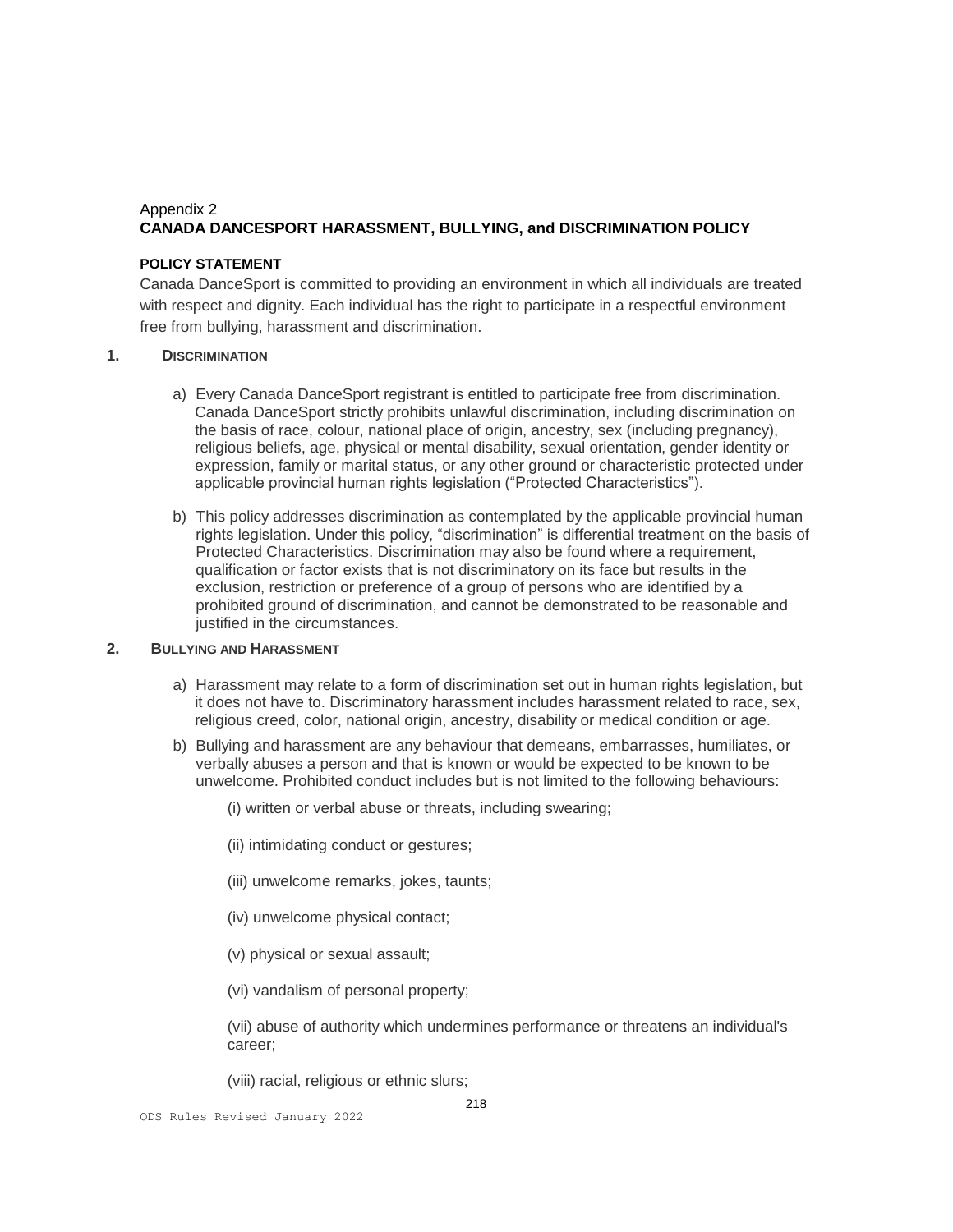Appendix 2

## CANADA DANCESPORT HARASSMENT, BULLYING, and DISCRIMINATION POLICY

**POLICY STATEMENT**

Canada DanceSport is committed to providing an environment in which all individuals are treated with respect and dignity. Each individual has the right to participate in a respectful environment free from bullying, harassment and discrimination.

### 1. DISCRIMINATION

a) Every Canada DanceSport registrant is entitled to participate free from discrimination. Canada DanceSport strictly prohibits unlawful discrimination, including discrimination on the basis of race, colour, national place of origin, ancestry, sex (including pregnancy), religious beliefs, age, physical or mental disability, sexual orientation, gender identity or expression, family or marital status, or any other ground or characteristic protected under applicable provincial human rights legislation ("Protected Characteristics").

b) This policy addresses discrimination as contemplated by the applicable provincial human rights legislation. Under this policy, "discrimination" is differential treatment on the basis of Protected Characteristics. Discrimination may also be found where a requirement, qualification or factor exists that is not discriminatory on its face but results in the exclusion, restriction or preference of a group of persons who are identified by a prohibited ground of discrimination, and cannot be demonstrated to be reasonable and justified in the circumstances.

### 2. BULLYING AND HARASSMENT

a) Harassment may relate to a form of discrimination set out in human rights legislation, but it does not have to. Discriminatory harassment includes harassment related to race, sex, religious creed, color, national origin, ancestry, disability or medical condition or age.

b) Bullying and harassment are any behaviour that demeans, embarrasses, humiliates, or verbally abuses a person and that is known or would be expected to be known to be unwelcome. Prohibited conduct includes but is not limited to the following behaviours:

(i) written or verbal abuse or threats, including swearing;

(ii) intimidating conduct or gestures;

(iii) unwelcome remarks, jokes, taunts;

(iv) unwelcome physical contact;

(v) physical or sexual assault;

(vi) vandalism of personal property;

(vii) abuse of authority which undermines performance or threatens an individual's career;

(viii) racial, religious or ethnic slurs;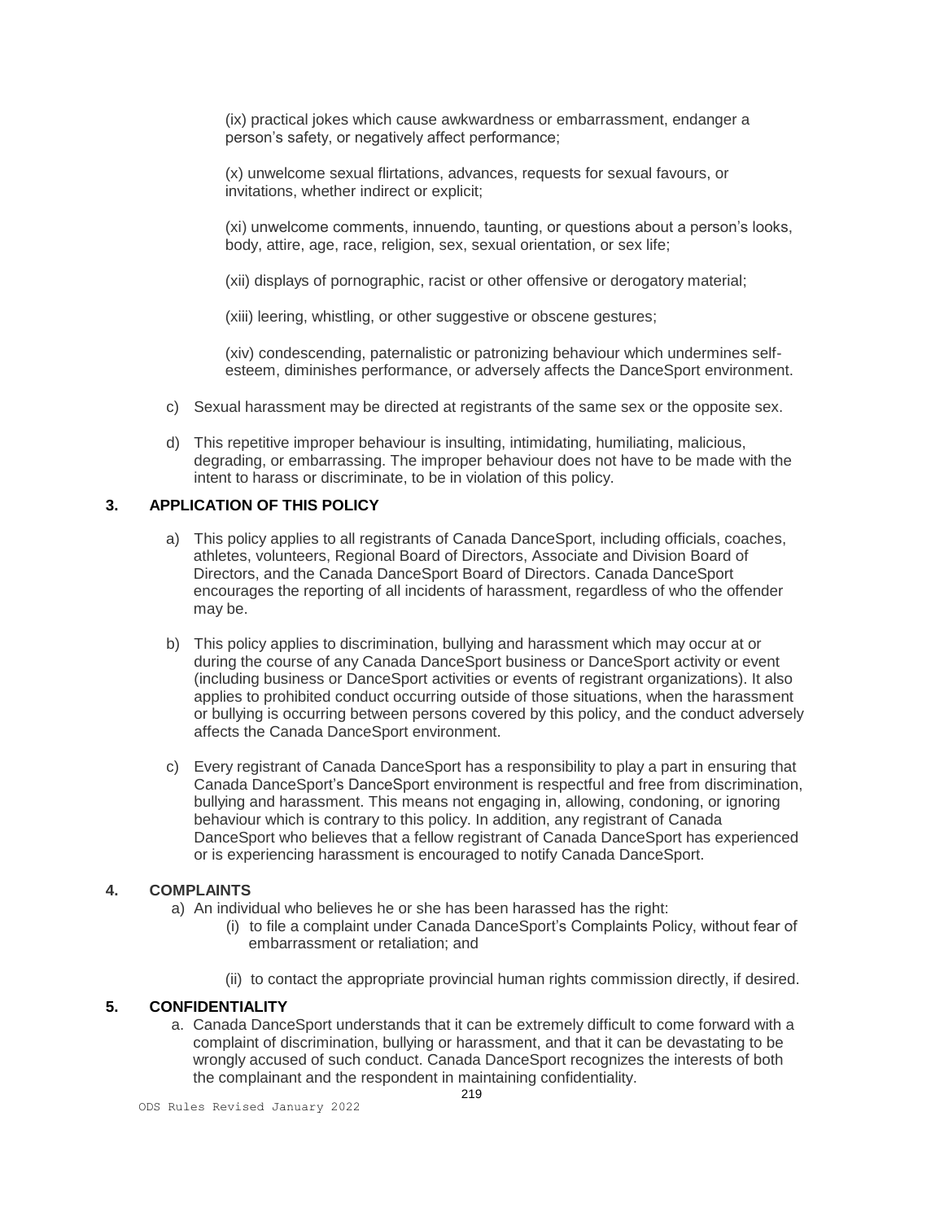(ix) practical jokes which cause awkwardness or embarrassment, endanger a person's safety, or negatively affect performance;

(x) unwelcome sexual flirtations, advances, requests for sexual favours, or invitations, whether indirect or explicit;

(xi) unwelcome comments, innuendo, taunting, or questions about a person's looks, body, attire, age, race, religion, sex, sexual orientation, or sex life;

(xii) displays of pornographic, racist or other offensive or derogatory material;

(xiii) leering, whistling, or other suggestive or obscene gestures;

(xiv) condescending, paternalistic or patronizing behaviour which undermines self-esteem, diminishes performance, or adversely affects the DanceSport environment.

c) Sexual harassment may be directed at registrants of the same sex or the opposite sex.

d) This repetitive improper behaviour is insulting, intimidating, humiliating, malicious, degrading, or embarrassing. The improper behaviour does not have to be made with the intent to harass or discriminate, to be in violation of this policy.

### 3. APPLICATION OF THIS POLICY

a) This policy applies to all registrants of Canada DanceSport, including officials, coaches, athletes, volunteers, Regional Board of Directors, Associate and Division Board of Directors, and the Canada DanceSport Board of Directors. Canada DanceSport encourages the reporting of all incidents of harassment, regardless of who the offender may be.

b) This policy applies to discrimination, bullying and harassment which may occur at or during the course of any Canada DanceSport business or DanceSport activity or event (including business or DanceSport activities or events of registrant organizations). It also applies to prohibited conduct occurring outside of those situations, when the harassment or bullying is occurring between persons covered by this policy, and the conduct adversely affects the Canada DanceSport environment.

c) Every registrant of Canada DanceSport has a responsibility to play a part in ensuring that Canada DanceSport's DanceSport environment is respectful and free from discrimination, bullying and harassment. This means not engaging in, allowing, condoning, or ignoring behaviour which is contrary to this policy. In addition, any registrant of Canada DanceSport who believes that a fellow registrant of Canada DanceSport has experienced or is experiencing harassment is encouraged to notify Canada DanceSport.

### 4. COMPLAINTS

a) An individual who believes he or she has been harassed has the right:

(i) to file a complaint under Canada DanceSport's Complaints Policy, without fear of embarrassment or retaliation; and

(ii) to contact the appropriate provincial human rights commission directly, if desired.

### 5. CONFIDENTIALITY

a. Canada DanceSport understands that it can be extremely difficult to come forward with a complaint of discrimination, bullying or harassment, and that it can be devastating to be wrongly accused of such conduct. Canada DanceSport recognizes the interests of both the complainant and the respondent in maintaining confidentiality.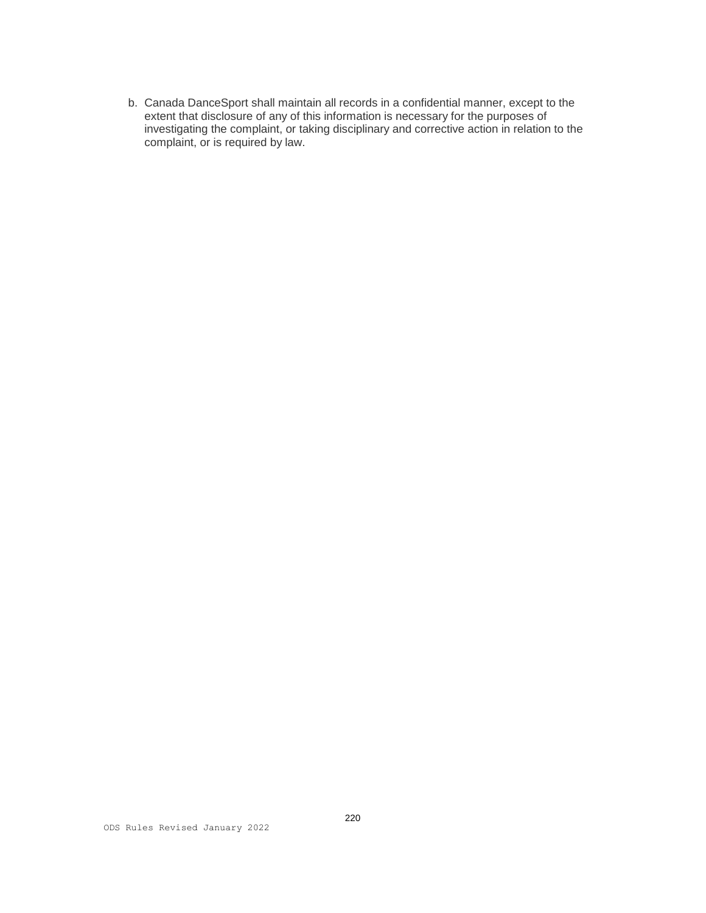b. Canada DanceSport shall maintain all records in a confidential manner, except to the extent that disclosure of any of this information is necessary for the purposes of investigating the complaint, or taking disciplinary and corrective action in relation to the complaint, or is required by law.